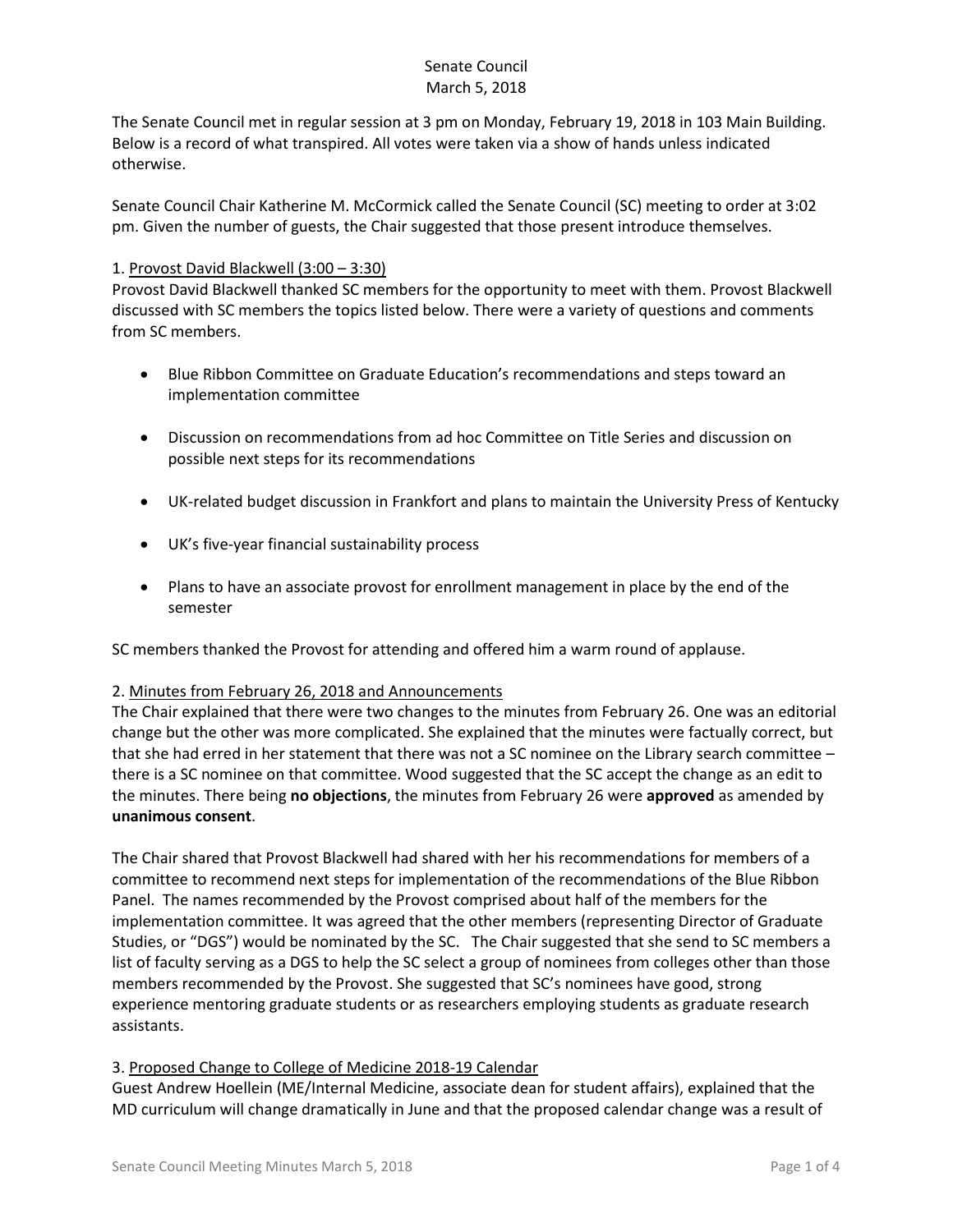Senate Council
March 5, 2018

The Senate Council met in regular session at 3 pm on Monday, February 19, 2018 in 103 Main Building. Below is a record of what transpired. All votes were taken via a show of hands unless indicated otherwise.

Senate Council Chair Katherine M. McCormick called the Senate Council (SC) meeting to order at 3:02 pm. Given the number of guests, the Chair suggested that those present introduce themselves.

1. Provost David Blackwell (3:00 – 3:30)
Provost David Blackwell thanked SC members for the opportunity to meet with them. Provost Blackwell discussed with SC members the topics listed below. There were a variety of questions and comments from SC members.

- Blue Ribbon Committee on Graduate Education's recommendations and steps toward an implementation committee
- Discussion on recommendations from ad hoc Committee on Title Series and discussion on possible next steps for its recommendations
- UK-related budget discussion in Frankfort and plans to maintain the University Press of Kentucky
- UK's five-year financial sustainability process
- Plans to have an associate provost for enrollment management in place by the end of the semester

SC members thanked the Provost for attending and offered him a warm round of applause.

2. Minutes from February 26, 2018 and Announcements
The Chair explained that there were two changes to the minutes from February 26. One was an editorial change but the other was more complicated. She explained that the minutes were factually correct, but that she had erred in her statement that there was not a SC nominee on the Library search committee – there is a SC nominee on that committee. Wood suggested that the SC accept the change as an edit to the minutes. There being **no objections**, the minutes from February 26 were **approved** as amended by **unanimous consent**.

The Chair shared that Provost Blackwell had shared with her his recommendations for members of a committee to recommend next steps for implementation of the recommendations of the Blue Ribbon Panel. The names recommended by the Provost comprised about half of the members for the implementation committee. It was agreed that the other members (representing Director of Graduate Studies, or "DGS") would be nominated by the SC. The Chair suggested that she send to SC members a list of faculty serving as a DGS to help the SC select a group of nominees from colleges other than those members recommended by the Provost. She suggested that SC's nominees have good, strong experience mentoring graduate students or as researchers employing students as graduate research assistants.

3. Proposed Change to College of Medicine 2018-19 Calendar
Guest Andrew Hoellein (ME/Internal Medicine, associate dean for student affairs), explained that the MD curriculum will change dramatically in June and that the proposed calendar change was a result of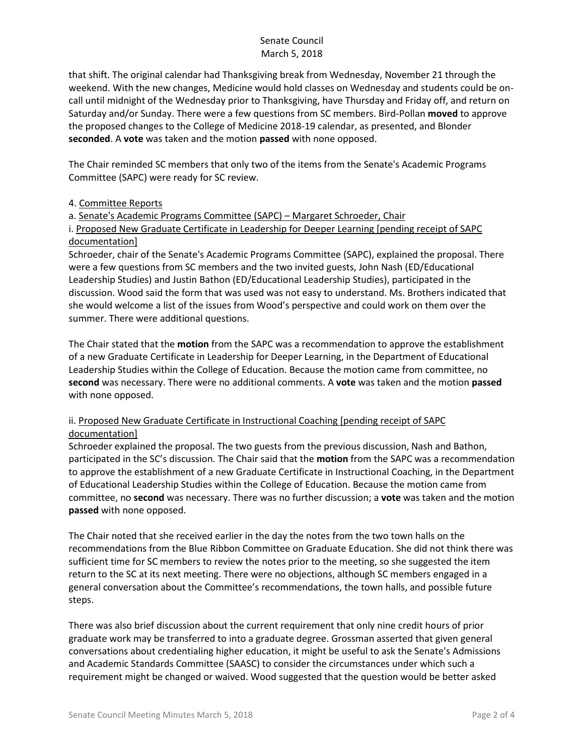that shift. The original calendar had Thanksgiving break from Wednesday, November 21 through the weekend. With the new changes, Medicine would hold classes on Wednesday and students could be on-call until midnight of the Wednesday prior to Thanksgiving, have Thursday and Friday off, and return on Saturday and/or Sunday. There were a few questions from SC members. Bird-Pollan **moved** to approve the proposed changes to the College of Medicine 2018-19 calendar, as presented, and Blonder **seconded**. A **vote** was taken and the motion **passed** with none opposed.

The Chair reminded SC members that only two of the items from the Senate's Academic Programs Committee (SAPC) were ready for SC review.

4. Committee Reports

a. Senate's Academic Programs Committee (SAPC) – Margaret Schroeder, Chair

i. Proposed New Graduate Certificate in Leadership for Deeper Learning [pending receipt of SAPC documentation]

Schroeder, chair of the Senate's Academic Programs Committee (SAPC), explained the proposal. There were a few questions from SC members and the two invited guests, John Nash (ED/Educational Leadership Studies) and Justin Bathon (ED/Educational Leadership Studies), participated in the discussion. Wood said the form that was used was not easy to understand. Ms. Brothers indicated that she would welcome a list of the issues from Wood's perspective and could work on them over the summer. There were additional questions.

The Chair stated that the **motion** from the SAPC was a recommendation to approve the establishment of a new Graduate Certificate in Leadership for Deeper Learning, in the Department of Educational Leadership Studies within the College of Education. Because the motion came from committee, no **second** was necessary. There were no additional comments. A **vote** was taken and the motion **passed** with none opposed.

ii. Proposed New Graduate Certificate in Instructional Coaching [pending receipt of SAPC documentation]

Schroeder explained the proposal. The two guests from the previous discussion, Nash and Bathon, participated in the SC's discussion. The Chair said that the **motion** from the SAPC was a recommendation to approve the establishment of a new Graduate Certificate in Instructional Coaching, in the Department of Educational Leadership Studies within the College of Education. Because the motion came from committee, no **second** was necessary. There was no further discussion; a **vote** was taken and the motion **passed** with none opposed.

The Chair noted that she received earlier in the day the notes from the two town halls on the recommendations from the Blue Ribbon Committee on Graduate Education. She did not think there was sufficient time for SC members to review the notes prior to the meeting, so she suggested the item return to the SC at its next meeting. There were no objections, although SC members engaged in a general conversation about the Committee's recommendations, the town halls, and possible future steps.

There was also brief discussion about the current requirement that only nine credit hours of prior graduate work may be transferred to into a graduate degree. Grossman asserted that given general conversations about credentialing higher education, it might be useful to ask the Senate's Admissions and Academic Standards Committee (SAASC) to consider the circumstances under which such a requirement might be changed or waived. Wood suggested that the question would be better asked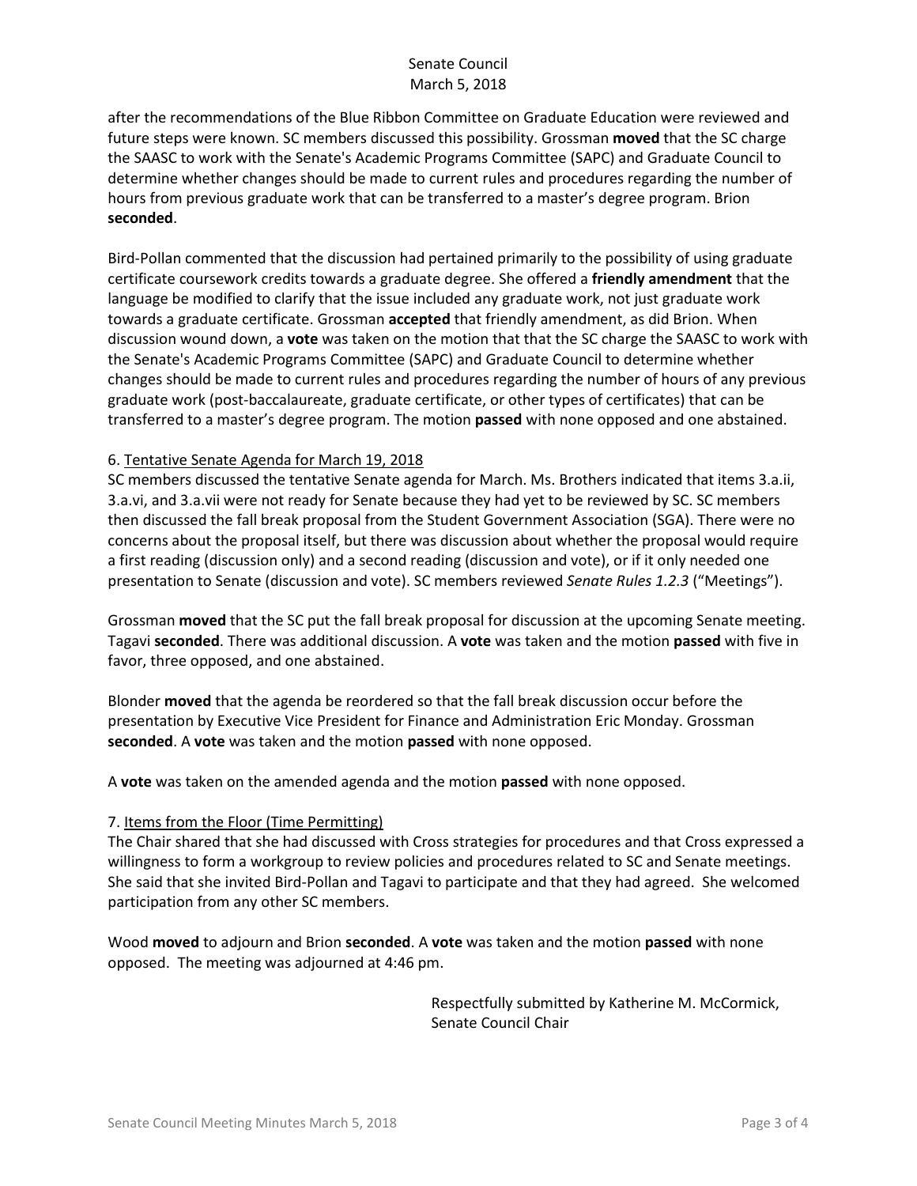after the recommendations of the Blue Ribbon Committee on Graduate Education were reviewed and future steps were known. SC members discussed this possibility. Grossman **moved** that the SC charge the SAASC to work with the Senate's Academic Programs Committee (SAPC) and Graduate Council to determine whether changes should be made to current rules and procedures regarding the number of hours from previous graduate work that can be transferred to a master's degree program. Brion **seconded**.

Bird-Pollan commented that the discussion had pertained primarily to the possibility of using graduate certificate coursework credits towards a graduate degree. She offered a **friendly amendment** that the language be modified to clarify that the issue included any graduate work, not just graduate work towards a graduate certificate. Grossman **accepted** that friendly amendment, as did Brion. When discussion wound down, a **vote** was taken on the motion that that the SC charge the SAASC to work with the Senate's Academic Programs Committee (SAPC) and Graduate Council to determine whether changes should be made to current rules and procedures regarding the number of hours of any previous graduate work (post-baccalaureate, graduate certificate, or other types of certificates) that can be transferred to a master's degree program. The motion **passed** with none opposed and one abstained.

6. Tentative Senate Agenda for March 19, 2018

SC members discussed the tentative Senate agenda for March. Ms. Brothers indicated that items 3.a.ii, 3.a.vi, and 3.a.vii were not ready for Senate because they had yet to be reviewed by SC. SC members then discussed the fall break proposal from the Student Government Association (SGA). There were no concerns about the proposal itself, but there was discussion about whether the proposal would require a first reading (discussion only) and a second reading (discussion and vote), or if it only needed one presentation to Senate (discussion and vote). SC members reviewed *Senate Rules 1.2.3* ("Meetings").

Grossman **moved** that the SC put the fall break proposal for discussion at the upcoming Senate meeting. Tagavi **seconded**. There was additional discussion. A **vote** was taken and the motion **passed** with five in favor, three opposed, and one abstained.

Blonder **moved** that the agenda be reordered so that the fall break discussion occur before the presentation by Executive Vice President for Finance and Administration Eric Monday. Grossman **seconded**. A **vote** was taken and the motion **passed** with none opposed.

A **vote** was taken on the amended agenda and the motion **passed** with none opposed.

7. Items from the Floor (Time Permitting)

The Chair shared that she had discussed with Cross strategies for procedures and that Cross expressed a willingness to form a workgroup to review policies and procedures related to SC and Senate meetings. She said that she invited Bird-Pollan and Tagavi to participate and that they had agreed. She welcomed participation from any other SC members.

Wood **moved** to adjourn and Brion **seconded**. A **vote** was taken and the motion **passed** with none opposed. The meeting was adjourned at 4:46 pm.

Respectfully submitted by Katherine M. McCormick,
Senate Council Chair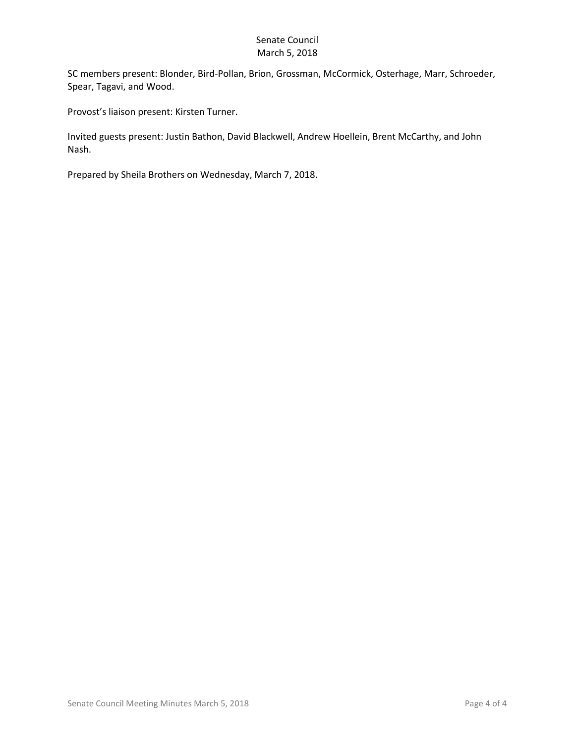SC members present: Blonder, Bird-Pollan, Brion, Grossman, McCormick, Osterhage, Marr, Schroeder, Spear, Tagavi, and Wood.

Provost's liaison present: Kirsten Turner.

Invited guests present: Justin Bathon, David Blackwell, Andrew Hoellein, Brent McCarthy, and John Nash.

Prepared by Sheila Brothers on Wednesday, March 7, 2018.